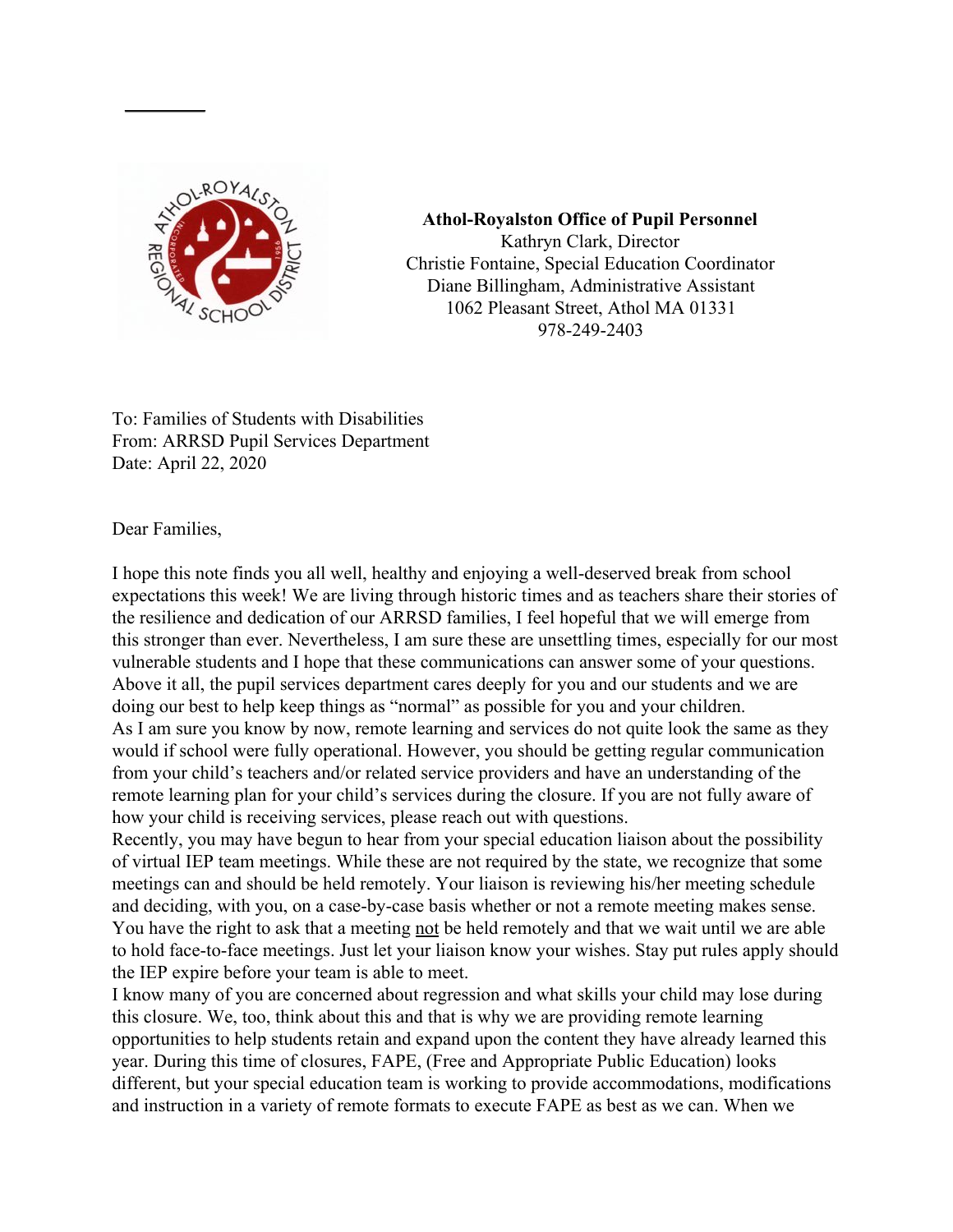**Athol-Royalston Office of Pupil Personnel**
Kathryn Clark, Director
Christie Fontaine, Special Education Coordinator
Diane Billingham, Administrative Assistant
1062 Pleasant Street, Athol MA 01331
978-249-2403

To: Families of Students with Disabilities
From: ARRSD Pupil Services Department
Date: April 22, 2020

Dear Families,

I hope this note finds you all well, healthy and enjoying a well-deserved break from school expectations this week! We are living through historic times and as teachers share their stories of the resilience and dedication of our ARRSD families, I feel hopeful that we will emerge from this stronger than ever. Nevertheless, I am sure these are unsettling times, especially for our most vulnerable students and I hope that these communications can answer some of your questions. Above it all, the pupil services department cares deeply for you and our students and we are doing our best to help keep things as "normal" as possible for you and your children.

As I am sure you know by now, remote learning and services do not quite look the same as they would if school were fully operational. However, you should be getting regular communication from your child's teachers and/or related service providers and have an understanding of the remote learning plan for your child's services during the closure. If you are not fully aware of how your child is receiving services, please reach out with questions.

Recently, you may have begun to hear from your special education liaison about the possibility of virtual IEP team meetings. While these are not required by the state, we recognize that some meetings can and should be held remotely. Your liaison is reviewing his/her meeting schedule and deciding, with you, on a case-by-case basis whether or not a remote meeting makes sense. You have the right to ask that a meeting <u>not</u> be held remotely and that we wait until we are able to hold face-to-face meetings. Just let your liaison know your wishes. Stay put rules apply should the IEP expire before your team is able to meet.

I know many of you are concerned about regression and what skills your child may lose during this closure. We, too, think about this and that is why we are providing remote learning opportunities to help students retain and expand upon the content they have already learned this year. During this time of closures, FAPE, (Free and Appropriate Public Education) looks different, but your special education team is working to provide accommodations, modifications and instruction in a variety of remote formats to execute FAPE as best as we can. When we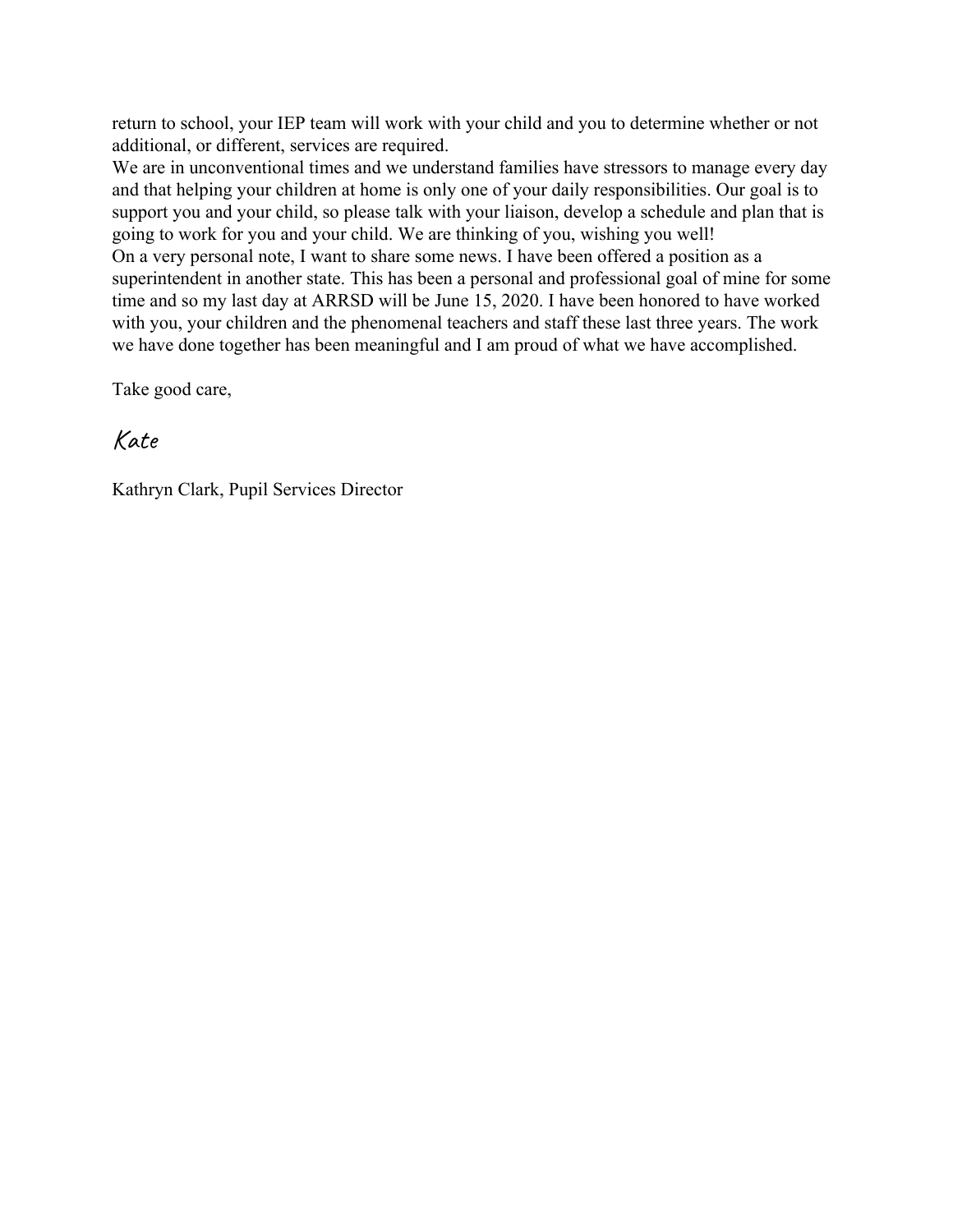return to school, your IEP team will work with your child and you to determine whether or not additional, or different, services are required.

We are in unconventional times and we understand families have stressors to manage every day and that helping your children at home is only one of your daily responsibilities. Our goal is to support you and your child, so please talk with your liaison, develop a schedule and plan that is going to work for you and your child. We are thinking of you, wishing you well!

On a very personal note, I want to share some news. I have been offered a position as a superintendent in another state. This has been a personal and professional goal of mine for some time and so my last day at ARRSD will be June 15, 2020. I have been honored to have worked with you, your children and the phenomenal teachers and staff these last three years. The work we have done together has been meaningful and I am proud of what we have accomplished.

Take good care,

*Kate*

Kathryn Clark, Pupil Services Director